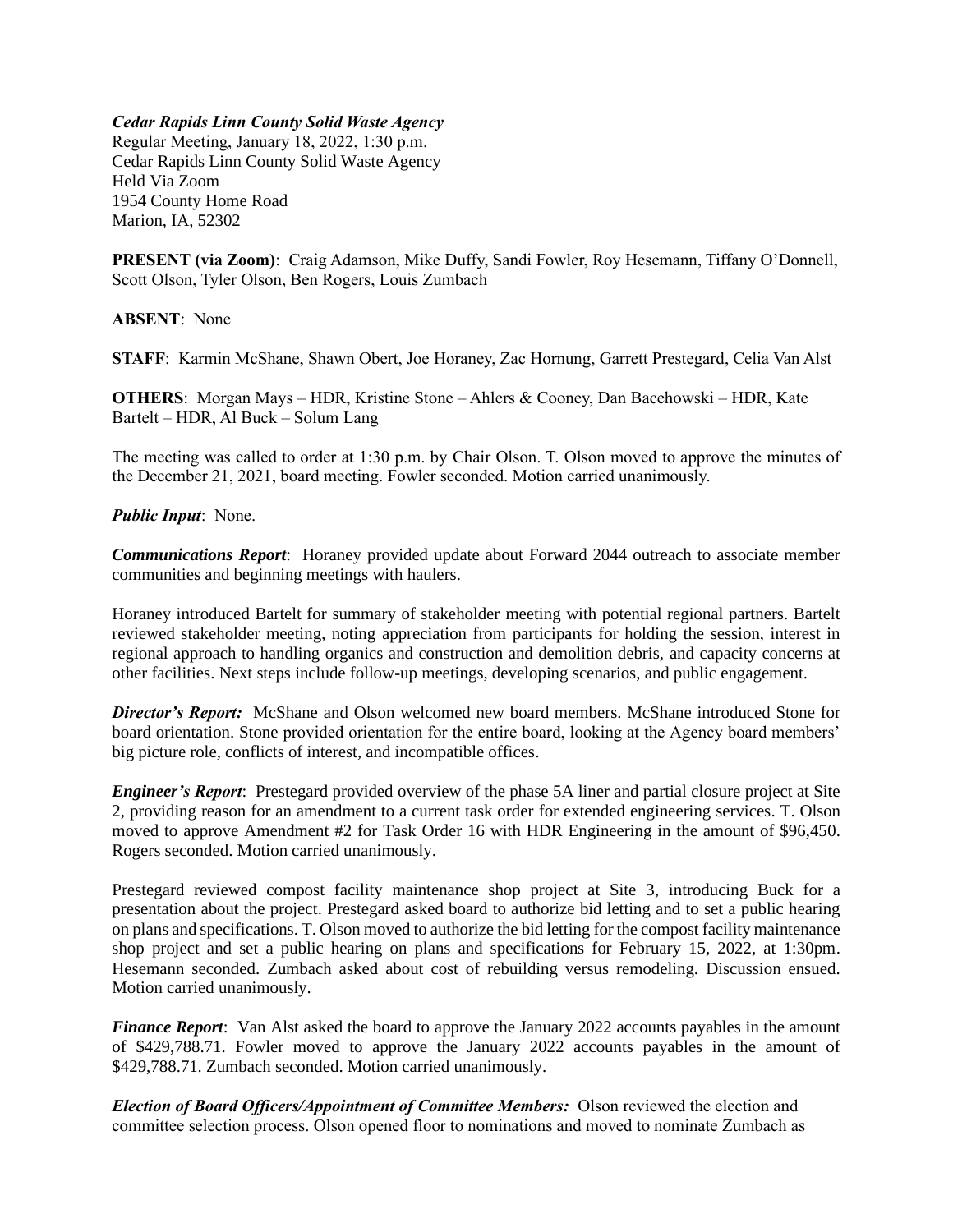***Cedar Rapids Linn County Solid Waste Agency***
Regular Meeting, January 18, 2022, 1:30 p.m.
Cedar Rapids Linn County Solid Waste Agency
Held Via Zoom
1954 County Home Road
Marion, IA, 52302

**PRESENT (via Zoom)**: Craig Adamson, Mike Duffy, Sandi Fowler, Roy Hesemann, Tiffany O'Donnell, Scott Olson, Tyler Olson, Ben Rogers, Louis Zumbach

**ABSENT**: None

**STAFF**: Karmin McShane, Shawn Obert, Joe Horaney, Zac Hornung, Garrett Prestegard, Celia Van Alst

**OTHERS**: Morgan Mays – HDR, Kristine Stone – Ahlers & Cooney, Dan Bacehowski – HDR, Kate Bartelt – HDR, Al Buck – Solum Lang

The meeting was called to order at 1:30 p.m. by Chair Olson. T. Olson moved to approve the minutes of the December 21, 2021, board meeting. Fowler seconded. Motion carried unanimously.

***Public Input***: None.

***Communications Report***: Horaney provided update about Forward 2044 outreach to associate member communities and beginning meetings with haulers.

Horaney introduced Bartelt for summary of stakeholder meeting with potential regional partners. Bartelt reviewed stakeholder meeting, noting appreciation from participants for holding the session, interest in regional approach to handling organics and construction and demolition debris, and capacity concerns at other facilities. Next steps include follow-up meetings, developing scenarios, and public engagement.

***Director's Report:*** McShane and Olson welcomed new board members. McShane introduced Stone for board orientation. Stone provided orientation for the entire board, looking at the Agency board members' big picture role, conflicts of interest, and incompatible offices.

***Engineer's Report***: Prestegard provided overview of the phase 5A liner and partial closure project at Site 2, providing reason for an amendment to a current task order for extended engineering services. T. Olson moved to approve Amendment #2 for Task Order 16 with HDR Engineering in the amount of $96,450. Rogers seconded. Motion carried unanimously.

Prestegard reviewed compost facility maintenance shop project at Site 3, introducing Buck for a presentation about the project. Prestegard asked board to authorize bid letting and to set a public hearing on plans and specifications. T. Olson moved to authorize the bid letting for the compost facility maintenance shop project and set a public hearing on plans and specifications for February 15, 2022, at 1:30pm. Hesemann seconded. Zumbach asked about cost of rebuilding versus remodeling. Discussion ensued. Motion carried unanimously.

***Finance Report***: Van Alst asked the board to approve the January 2022 accounts payables in the amount of $429,788.71. Fowler moved to approve the January 2022 accounts payables in the amount of $429,788.71. Zumbach seconded. Motion carried unanimously.

***Election of Board Officers/Appointment of Committee Members:*** Olson reviewed the election and committee selection process. Olson opened floor to nominations and moved to nominate Zumbach as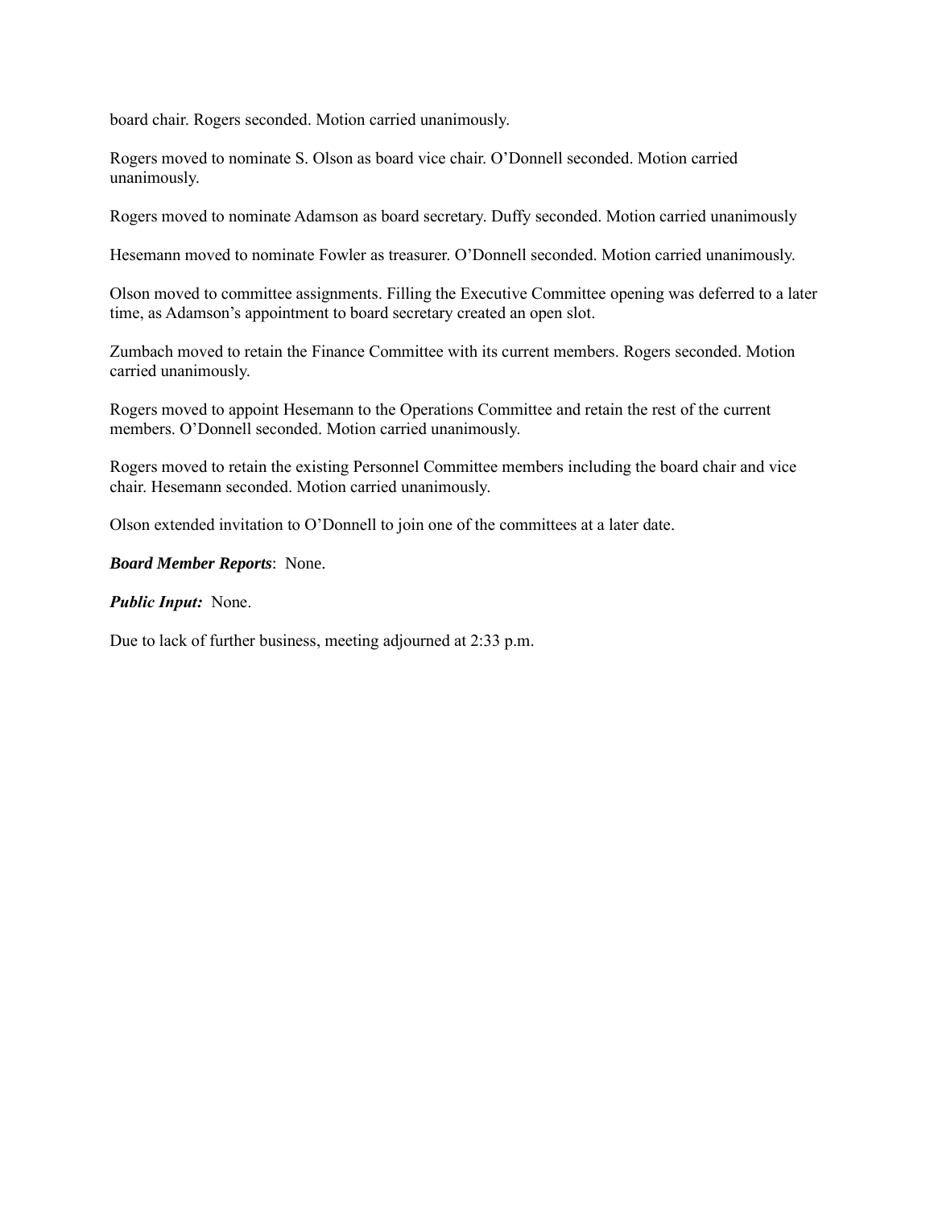board chair. Rogers seconded. Motion carried unanimously.

Rogers moved to nominate S. Olson as board vice chair. O'Donnell seconded. Motion carried unanimously.

Rogers moved to nominate Adamson as board secretary. Duffy seconded. Motion carried unanimously

Hesemann moved to nominate Fowler as treasurer. O'Donnell seconded. Motion carried unanimously.

Olson moved to committee assignments. Filling the Executive Committee opening was deferred to a later time, as Adamson's appointment to board secretary created an open slot.

Zumbach moved to retain the Finance Committee with its current members. Rogers seconded. Motion carried unanimously.

Rogers moved to appoint Hesemann to the Operations Committee and retain the rest of the current members. O'Donnell seconded. Motion carried unanimously.

Rogers moved to retain the existing Personnel Committee members including the board chair and vice chair. Hesemann seconded. Motion carried unanimously.

Olson extended invitation to O'Donnell to join one of the committees at a later date.

***Board Member Reports***: None.

***Public Input:*** None.

Due to lack of further business, meeting adjourned at 2:33 p.m.